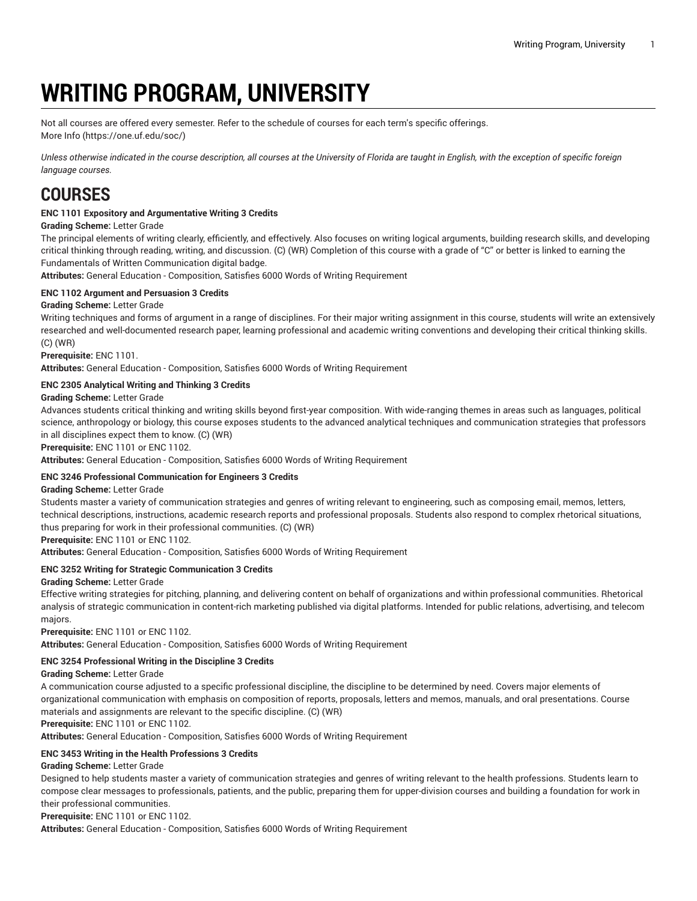# WRITING PROGRAM, UNIVERSITY

Not all courses are offered every semester. Refer to the schedule of courses for each term's specific offerings.
More Info (https://one.uf.edu/soc/)

*Unless otherwise indicated in the course description, all courses at the University of Florida are taught in English, with the exception of specific foreign language courses.*

## COURSES

**ENC 1101 Expository and Argumentative Writing 3 Credits**

**Grading Scheme:** Letter Grade

The principal elements of writing clearly, efficiently, and effectively. Also focuses on writing logical arguments, building research skills, and developing critical thinking through reading, writing, and discussion. (C) (WR) Completion of this course with a grade of "C" or better is linked to earning the Fundamentals of Written Communication digital badge.

**Attributes:** General Education - Composition, Satisfies 6000 Words of Writing Requirement

**ENC 1102 Argument and Persuasion 3 Credits**

**Grading Scheme:** Letter Grade

Writing techniques and forms of argument in a range of disciplines. For their major writing assignment in this course, students will write an extensively researched and well-documented research paper, learning professional and academic writing conventions and developing their critical thinking skills. (C) (WR)

**Prerequisite:** ENC 1101.

**Attributes:** General Education - Composition, Satisfies 6000 Words of Writing Requirement

**ENC 2305 Analytical Writing and Thinking 3 Credits**

**Grading Scheme:** Letter Grade

Advances students critical thinking and writing skills beyond first-year composition. With wide-ranging themes in areas such as languages, political science, anthropology or biology, this course exposes students to the advanced analytical techniques and communication strategies that professors in all disciplines expect them to know. (C) (WR)

**Prerequisite:** ENC 1101 or ENC 1102.

**Attributes:** General Education - Composition, Satisfies 6000 Words of Writing Requirement

**ENC 3246 Professional Communication for Engineers 3 Credits**

**Grading Scheme:** Letter Grade

Students master a variety of communication strategies and genres of writing relevant to engineering, such as composing email, memos, letters, technical descriptions, instructions, academic research reports and professional proposals. Students also respond to complex rhetorical situations, thus preparing for work in their professional communities. (C) (WR)

**Prerequisite:** ENC 1101 or ENC 1102.

**Attributes:** General Education - Composition, Satisfies 6000 Words of Writing Requirement

**ENC 3252 Writing for Strategic Communication 3 Credits**

**Grading Scheme:** Letter Grade

Effective writing strategies for pitching, planning, and delivering content on behalf of organizations and within professional communities. Rhetorical analysis of strategic communication in content-rich marketing published via digital platforms. Intended for public relations, advertising, and telecom majors.

**Prerequisite:** ENC 1101 or ENC 1102.

**Attributes:** General Education - Composition, Satisfies 6000 Words of Writing Requirement

**ENC 3254 Professional Writing in the Discipline 3 Credits**

**Grading Scheme:** Letter Grade

A communication course adjusted to a specific professional discipline, the discipline to be determined by need. Covers major elements of organizational communication with emphasis on composition of reports, proposals, letters and memos, manuals, and oral presentations. Course materials and assignments are relevant to the specific discipline. (C) (WR)

**Prerequisite:** ENC 1101 or ENC 1102.

**Attributes:** General Education - Composition, Satisfies 6000 Words of Writing Requirement

**ENC 3453 Writing in the Health Professions 3 Credits**

**Grading Scheme:** Letter Grade

Designed to help students master a variety of communication strategies and genres of writing relevant to the health professions. Students learn to compose clear messages to professionals, patients, and the public, preparing them for upper-division courses and building a foundation for work in their professional communities.

**Prerequisite:** ENC 1101 or ENC 1102.

**Attributes:** General Education - Composition, Satisfies 6000 Words of Writing Requirement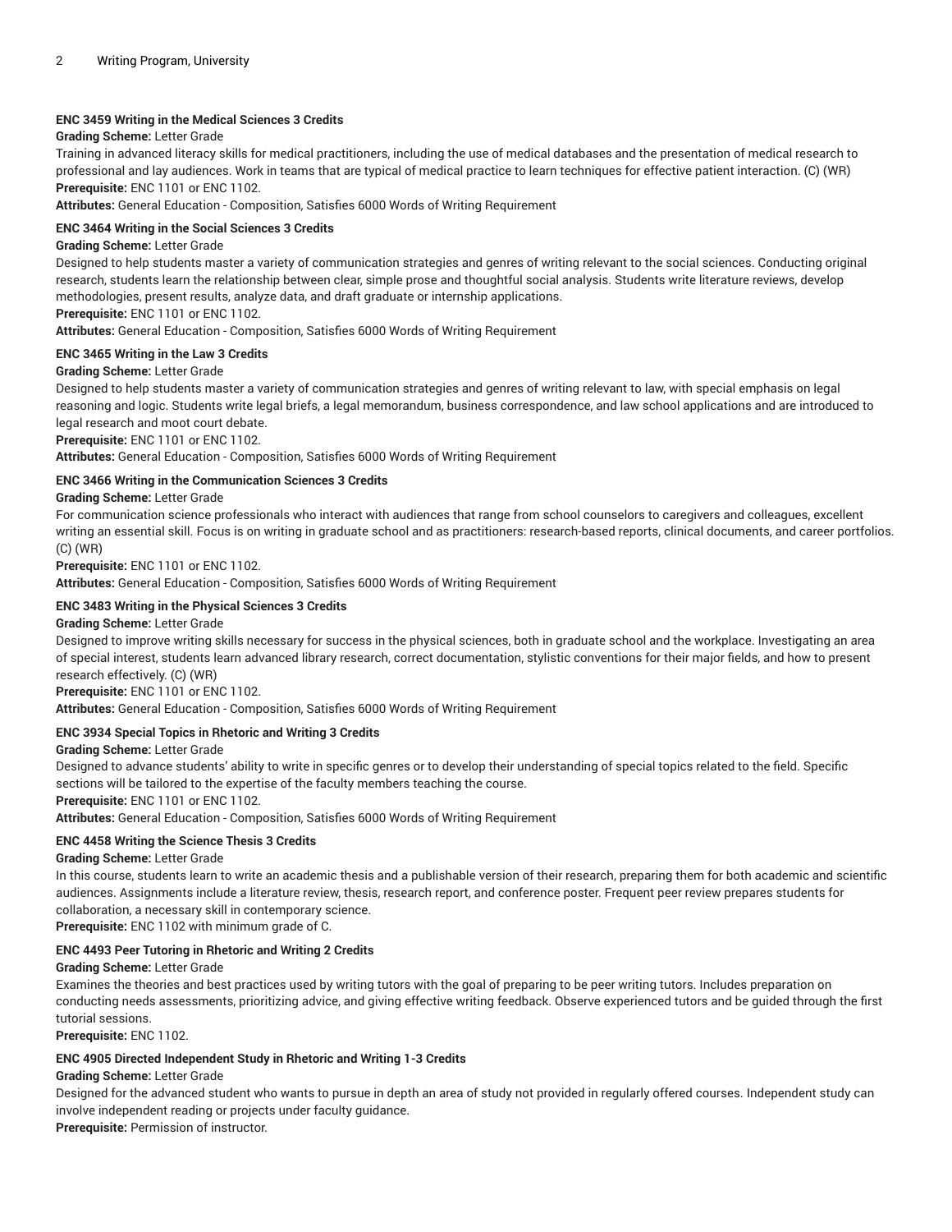#### ENC 3459 Writing in the Medical Sciences 3 Credits

**Grading Scheme:** Letter Grade

Training in advanced literacy skills for medical practitioners, including the use of medical databases and the presentation of medical research to professional and lay audiences. Work in teams that are typical of medical practice to learn techniques for effective patient interaction. (C) (WR)

**Prerequisite:** ENC 1101 or ENC 1102.

**Attributes:** General Education - Composition, Satisfies 6000 Words of Writing Requirement

#### ENC 3464 Writing in the Social Sciences 3 Credits

**Grading Scheme:** Letter Grade

Designed to help students master a variety of communication strategies and genres of writing relevant to the social sciences. Conducting original research, students learn the relationship between clear, simple prose and thoughtful social analysis. Students write literature reviews, develop methodologies, present results, analyze data, and draft graduate or internship applications.

**Prerequisite:** ENC 1101 or ENC 1102.

**Attributes:** General Education - Composition, Satisfies 6000 Words of Writing Requirement

#### ENC 3465 Writing in the Law 3 Credits

**Grading Scheme:** Letter Grade

Designed to help students master a variety of communication strategies and genres of writing relevant to law, with special emphasis on legal reasoning and logic. Students write legal briefs, a legal memorandum, business correspondence, and law school applications and are introduced to legal research and moot court debate.

**Prerequisite:** ENC 1101 or ENC 1102.

**Attributes:** General Education - Composition, Satisfies 6000 Words of Writing Requirement

#### ENC 3466 Writing in the Communication Sciences 3 Credits

**Grading Scheme:** Letter Grade

For communication science professionals who interact with audiences that range from school counselors to caregivers and colleagues, excellent writing an essential skill. Focus is on writing in graduate school and as practitioners: research-based reports, clinical documents, and career portfolios. (C) (WR)

**Prerequisite:** ENC 1101 or ENC 1102.

**Attributes:** General Education - Composition, Satisfies 6000 Words of Writing Requirement

#### ENC 3483 Writing in the Physical Sciences 3 Credits

**Grading Scheme:** Letter Grade

Designed to improve writing skills necessary for success in the physical sciences, both in graduate school and the workplace. Investigating an area of special interest, students learn advanced library research, correct documentation, stylistic conventions for their major fields, and how to present research effectively. (C) (WR)

**Prerequisite:** ENC 1101 or ENC 1102.

**Attributes:** General Education - Composition, Satisfies 6000 Words of Writing Requirement

#### ENC 3934 Special Topics in Rhetoric and Writing 3 Credits

**Grading Scheme:** Letter Grade

Designed to advance students' ability to write in specific genres or to develop their understanding of special topics related to the field. Specific sections will be tailored to the expertise of the faculty members teaching the course.

**Prerequisite:** ENC 1101 or ENC 1102.

**Attributes:** General Education - Composition, Satisfies 6000 Words of Writing Requirement

#### ENC 4458 Writing the Science Thesis 3 Credits

**Grading Scheme:** Letter Grade

In this course, students learn to write an academic thesis and a publishable version of their research, preparing them for both academic and scientific audiences. Assignments include a literature review, thesis, research report, and conference poster. Frequent peer review prepares students for collaboration, a necessary skill in contemporary science.

**Prerequisite:** ENC 1102 with minimum grade of C.

#### ENC 4493 Peer Tutoring in Rhetoric and Writing 2 Credits

**Grading Scheme:** Letter Grade

Examines the theories and best practices used by writing tutors with the goal of preparing to be peer writing tutors. Includes preparation on conducting needs assessments, prioritizing advice, and giving effective writing feedback. Observe experienced tutors and be guided through the first tutorial sessions.

**Prerequisite:** ENC 1102.

#### ENC 4905 Directed Independent Study in Rhetoric and Writing 1-3 Credits

**Grading Scheme:** Letter Grade

Designed for the advanced student who wants to pursue in depth an area of study not provided in regularly offered courses. Independent study can involve independent reading or projects under faculty guidance.

**Prerequisite:** Permission of instructor.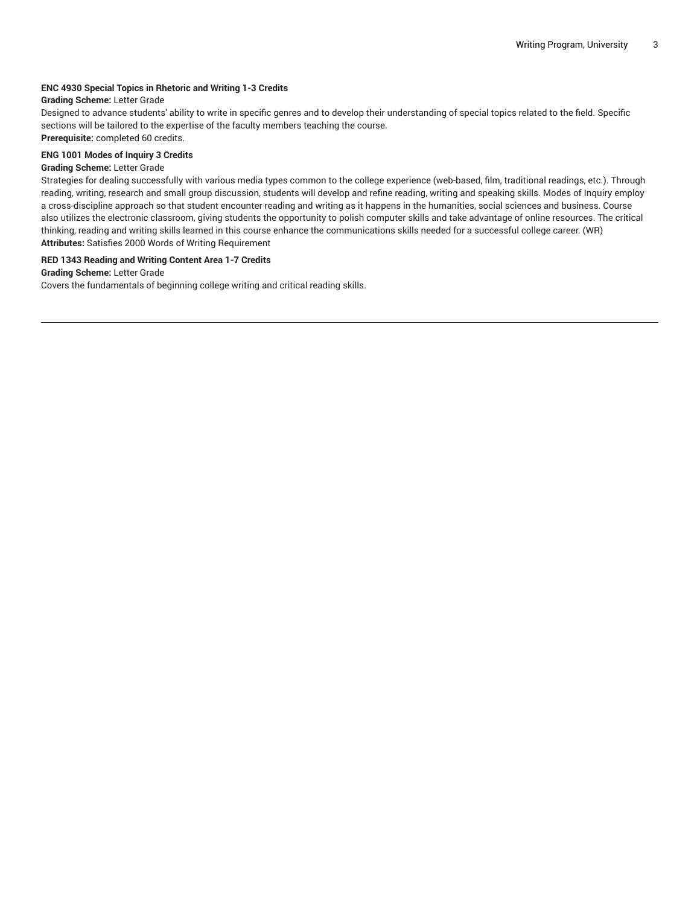**ENC 4930 Special Topics in Rhetoric and Writing 1-3 Credits**

**Grading Scheme:** Letter Grade

Designed to advance students' ability to write in specific genres and to develop their understanding of special topics related to the field. Specific sections will be tailored to the expertise of the faculty members teaching the course.

**Prerequisite:** completed 60 credits.

**ENG 1001 Modes of Inquiry 3 Credits**

**Grading Scheme:** Letter Grade

Strategies for dealing successfully with various media types common to the college experience (web-based, film, traditional readings, etc.). Through reading, writing, research and small group discussion, students will develop and refine reading, writing and speaking skills. Modes of Inquiry employ a cross-discipline approach so that student encounter reading and writing as it happens in the humanities, social sciences and business. Course also utilizes the electronic classroom, giving students the opportunity to polish computer skills and take advantage of online resources. The critical thinking, reading and writing skills learned in this course enhance the communications skills needed for a successful college career. (WR)

**Attributes:** Satisfies 2000 Words of Writing Requirement

**RED 1343 Reading and Writing Content Area 1-7 Credits**

**Grading Scheme:** Letter Grade

Covers the fundamentals of beginning college writing and critical reading skills.